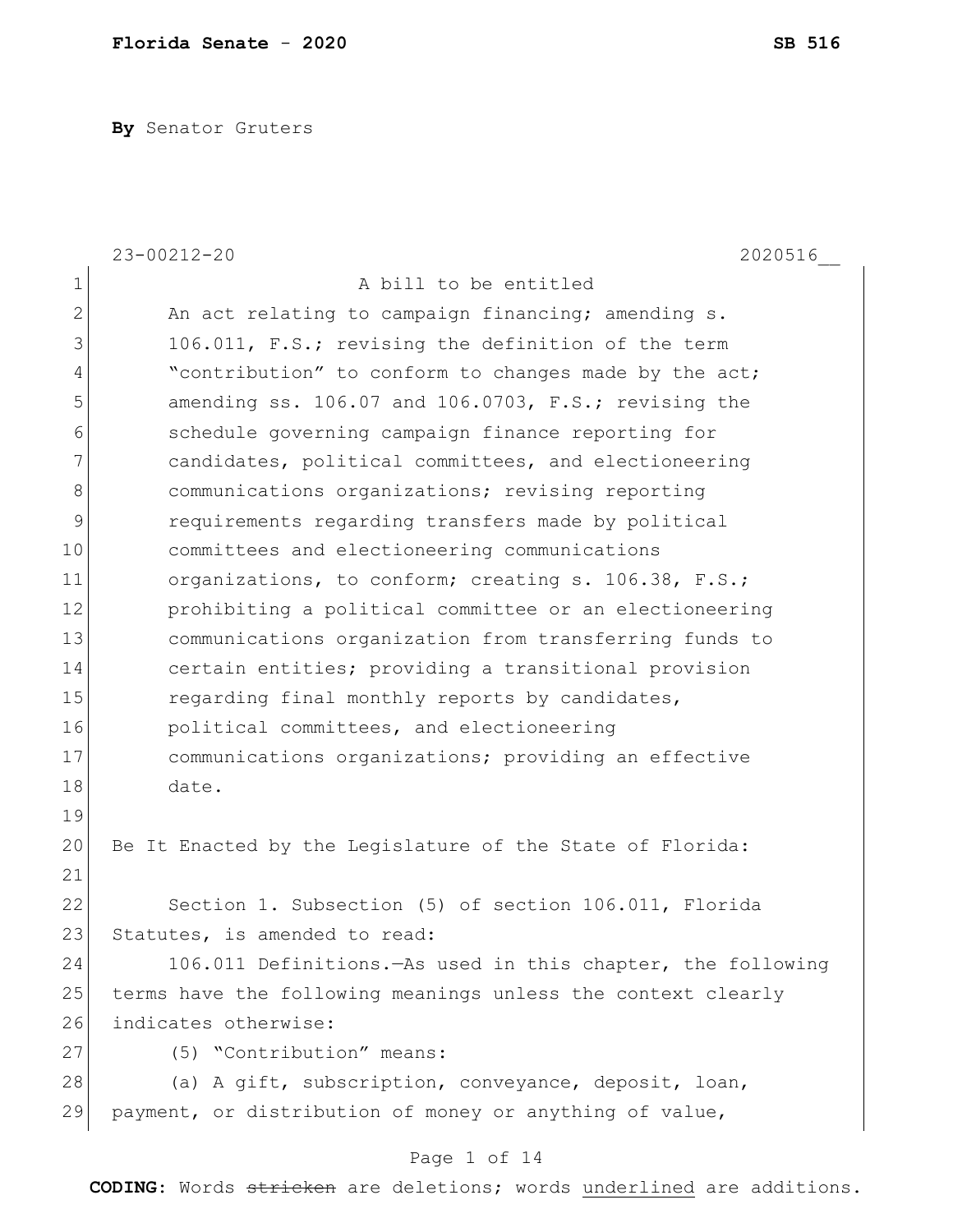**By** Senator Gruters

23-00212-20 2020516__

A bill to be entitled

An act relating to campaign financing; amending s. 106.011, F.S.; revising the definition of the term "contribution" to conform to changes made by the act; amending ss. 106.07 and 106.0703, F.S.; revising the schedule governing campaign finance reporting for candidates, political committees, and electioneering communications organizations; revising reporting requirements regarding transfers made by political committees and electioneering communications organizations, to conform; creating s. 106.38, F.S.; prohibiting a political committee or an electioneering communications organization from transferring funds to certain entities; providing a transitional provision regarding final monthly reports by candidates, political committees, and electioneering communications organizations; providing an effective date.

Be It Enacted by the Legislature of the State of Florida:

Section 1. Subsection (5) of section 106.011, Florida Statutes, is amended to read:

106.011 Definitions.—As used in this chapter, the following terms have the following meanings unless the context clearly indicates otherwise:

(5) "Contribution" means:

(a) A gift, subscription, conveyance, deposit, loan, payment, or distribution of money or anything of value,

**CODING:** Words ~~stricken~~ are deletions; words underlined are additions.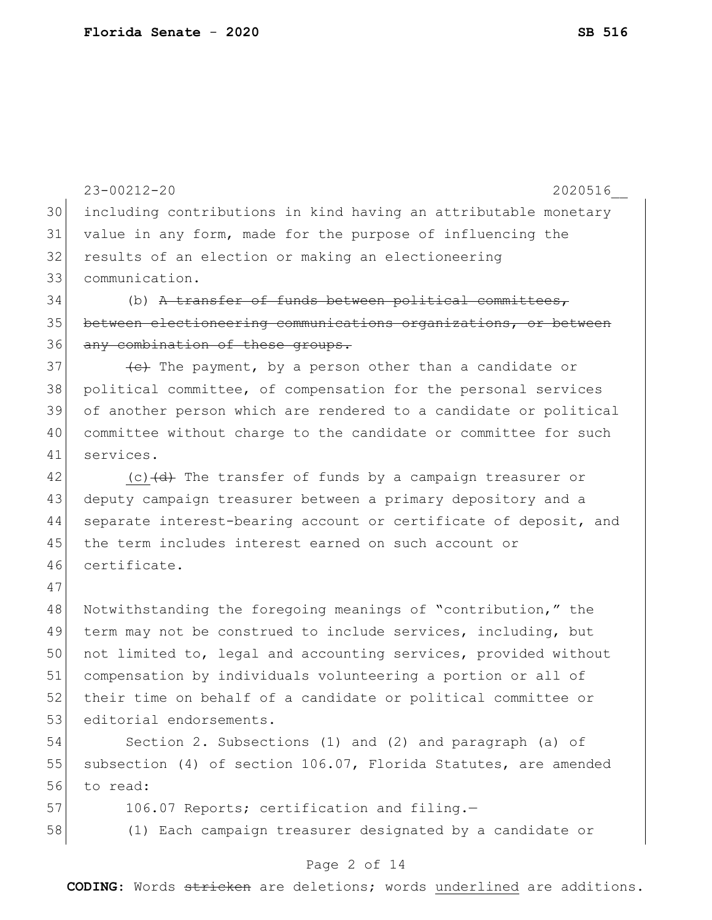including contributions in kind having an attributable monetary value in any form, made for the purpose of influencing the results of an election or making an electioneering communication.

(b) ~~A transfer of funds between political committees, between electioneering communications organizations, or between any combination of these groups.~~

~~(c)~~ The payment, by a person other than a candidate or political committee, of compensation for the personal services of another person which are rendered to a candidate or political committee without charge to the candidate or committee for such services.

<u>(c)</u>~~(d)~~ The transfer of funds by a campaign treasurer or deputy campaign treasurer between a primary depository and a separate interest-bearing account or certificate of deposit, and the term includes interest earned on such account or certificate.

Notwithstanding the foregoing meanings of "contribution," the term may not be construed to include services, including, but not limited to, legal and accounting services, provided without compensation by individuals volunteering a portion or all of their time on behalf of a candidate or political committee or editorial endorsements.

Section 2. Subsections (1) and (2) and paragraph (a) of subsection (4) of section 106.07, Florida Statutes, are amended to read:

106.07 Reports; certification and filing.—

(1) Each campaign treasurer designated by a candidate or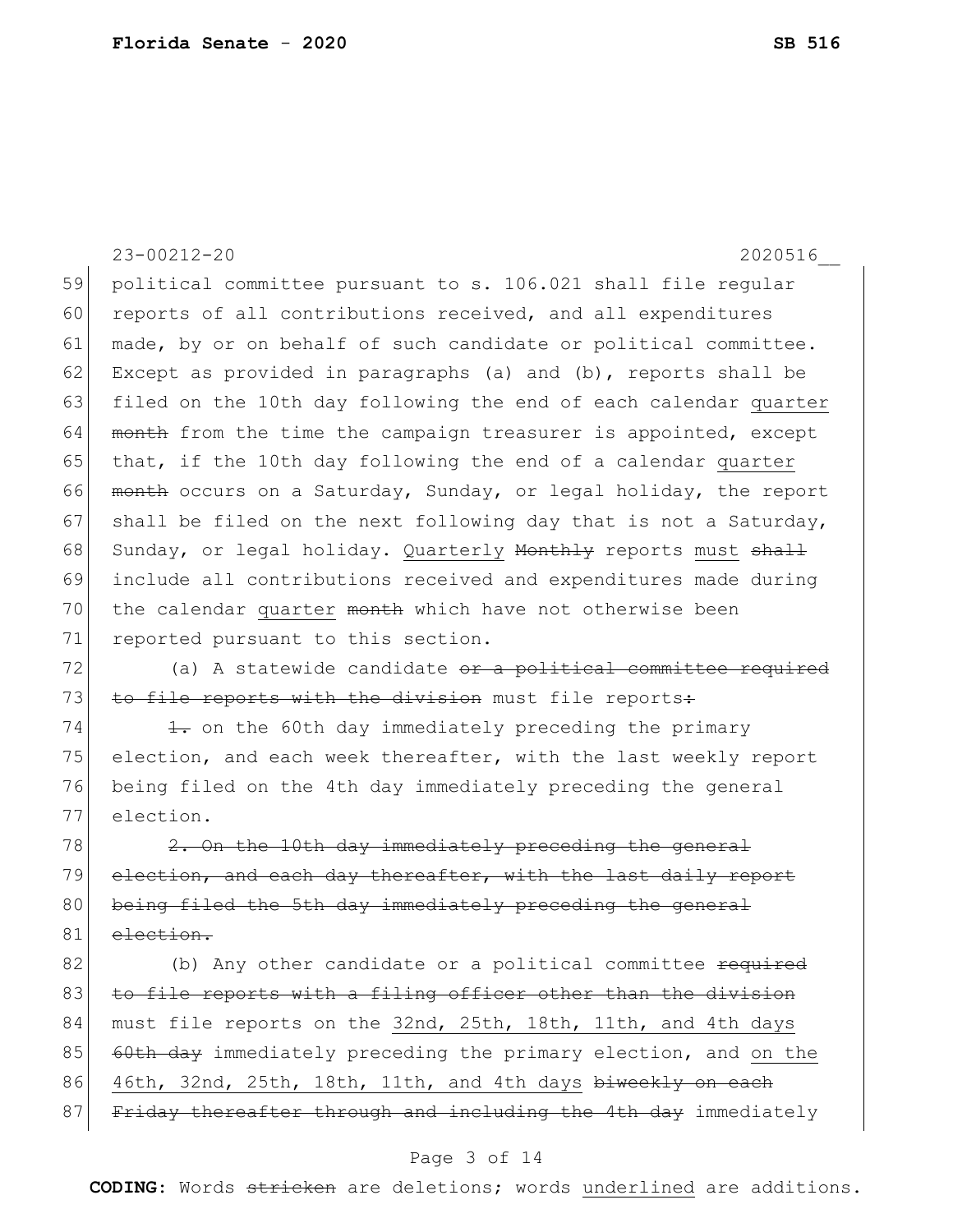23-00212-20 2020516__

59 political committee pursuant to s. 106.021 shall file regular
60 reports of all contributions received, and all expenditures
61 made, by or on behalf of such candidate or political committee.
62 Except as provided in paragraphs (a) and (b), reports shall be
63 filed on the 10th day following the end of each calendar <u>quarter</u>
64 ~~month~~ from the time the campaign treasurer is appointed, except
65 that, if the 10th day following the end of a calendar <u>quarter</u>
66 ~~month~~ occurs on a Saturday, Sunday, or legal holiday, the report
67 shall be filed on the next following day that is not a Saturday,
68 Sunday, or legal holiday. <u>Quarterly</u> ~~Monthly~~ reports <u>must</u> ~~shall~~
69 include all contributions received and expenditures made during
70 the calendar <u>quarter</u> ~~month~~ which have not otherwise been
71 reported pursuant to this section.

72 (a) A statewide candidate ~~or a political committee required~~
73 ~~to file reports with the division~~ must file reports~~:~~

74 ~~1.~~ on the 60th day immediately preceding the primary
75 election, and each week thereafter, with the last weekly report
76 being filed on the 4th day immediately preceding the general
77 election.

78 ~~2. On the 10th day immediately preceding the general~~
79 ~~election, and each day thereafter, with the last daily report~~
80 ~~being filed the 5th day immediately preceding the general~~
81 ~~election.~~

82 (b) Any other candidate or a political committee ~~required~~
83 ~~to file reports with a filing officer other than the division~~
84 must file reports on the <u>32nd, 25th, 18th, 11th, and 4th days</u>
85 ~~60th day~~ immediately preceding the primary election, and <u>on the</u>
86 <u>46th, 32nd, 25th, 18th, 11th, and 4th days</u> ~~biweekly on each~~
87 ~~Friday thereafter through and including the 4th day~~ immediately

**CODING:** Words ~~stricken~~ are deletions; words <u>underlined</u> are additions.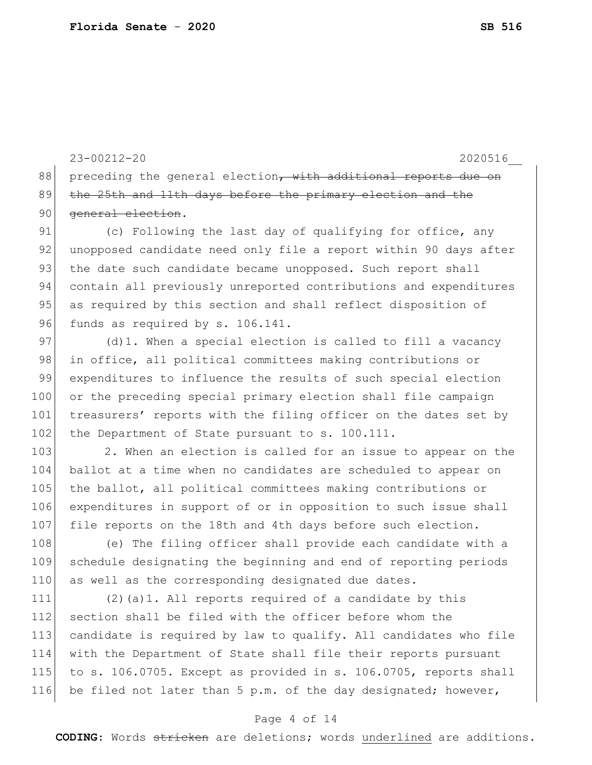23-00212-20 2020516__

preceding the general election~~, with additional reports due on the 25th and 11th days before the primary election and the general election~~.

(c) Following the last day of qualifying for office, any unopposed candidate need only file a report within 90 days after the date such candidate became unopposed. Such report shall contain all previously unreported contributions and expenditures as required by this section and shall reflect disposition of funds as required by s. 106.141.

(d)1. When a special election is called to fill a vacancy in office, all political committees making contributions or expenditures to influence the results of such special election or the preceding special primary election shall file campaign treasurers' reports with the filing officer on the dates set by the Department of State pursuant to s. 100.111.

2. When an election is called for an issue to appear on the ballot at a time when no candidates are scheduled to appear on the ballot, all political committees making contributions or expenditures in support of or in opposition to such issue shall file reports on the 18th and 4th days before such election.

(e) The filing officer shall provide each candidate with a schedule designating the beginning and end of reporting periods as well as the corresponding designated due dates.

(2)(a)1. All reports required of a candidate by this section shall be filed with the officer before whom the candidate is required by law to qualify. All candidates who file with the Department of State shall file their reports pursuant to s. 106.0705. Except as provided in s. 106.0705, reports shall be filed not later than 5 p.m. of the day designated; however,

**CODING**: Words ~~stricken~~ are deletions; words <u>underlined</u> are additions.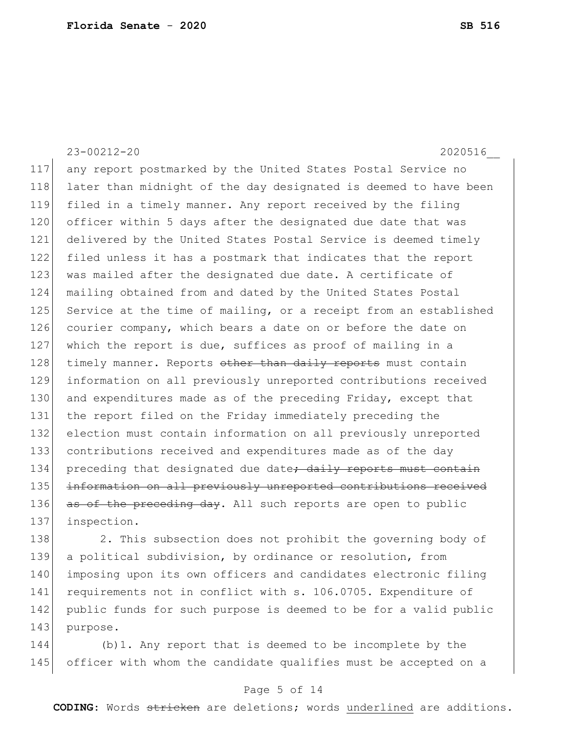any report postmarked by the United States Postal Service no later than midnight of the day designated is deemed to have been filed in a timely manner. Any report received by the filing officer within 5 days after the designated due date that was delivered by the United States Postal Service is deemed timely filed unless it has a postmark that indicates that the report was mailed after the designated due date. A certificate of mailing obtained from and dated by the United States Postal Service at the time of mailing, or a receipt from an established courier company, which bears a date on or before the date on which the report is due, suffices as proof of mailing in a timely manner. Reports ~~other than daily reports~~ must contain information on all previously unreported contributions received and expenditures made as of the preceding Friday, except that the report filed on the Friday immediately preceding the election must contain information on all previously unreported contributions received and expenditures made as of the day preceding that designated due date~~; daily reports must contain information on all previously unreported contributions received as of the preceding day~~. All such reports are open to public inspection.

2. This subsection does not prohibit the governing body of a political subdivision, by ordinance or resolution, from imposing upon its own officers and candidates electronic filing requirements not in conflict with s. 106.0705. Expenditure of public funds for such purpose is deemed to be for a valid public purpose.

(b)1. Any report that is deemed to be incomplete by the officer with whom the candidate qualifies must be accepted on a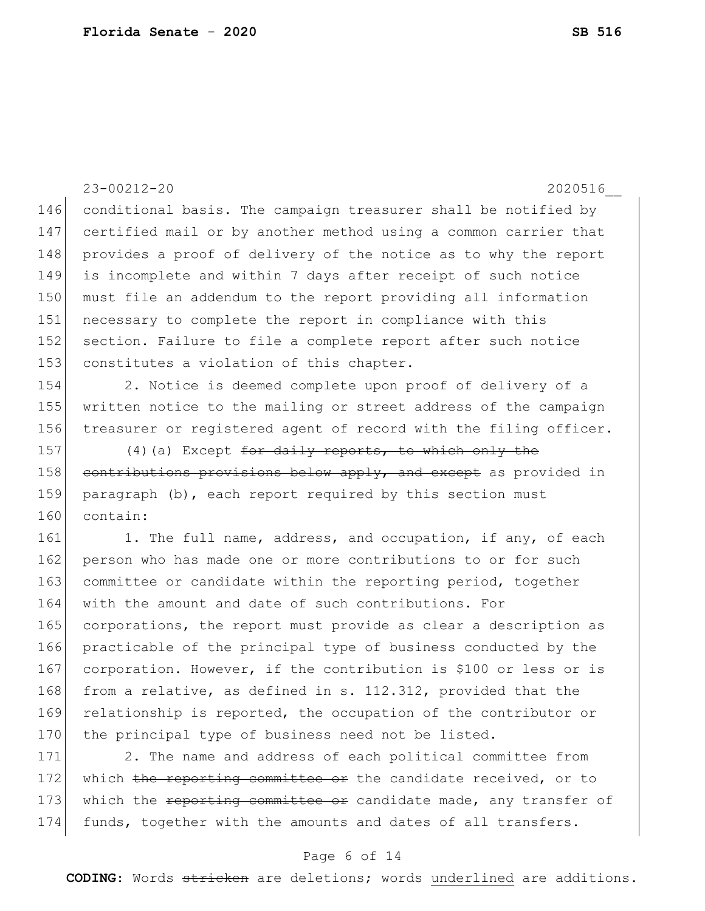conditional basis. The campaign treasurer shall be notified by certified mail or by another method using a common carrier that provides a proof of delivery of the notice as to why the report is incomplete and within 7 days after receipt of such notice must file an addendum to the report providing all information necessary to complete the report in compliance with this section. Failure to file a complete report after such notice constitutes a violation of this chapter.

2. Notice is deemed complete upon proof of delivery of a written notice to the mailing or street address of the campaign treasurer or registered agent of record with the filing officer.

(4)(a) Except ~~for daily reports, to which only the contributions provisions below apply, and except~~ as provided in paragraph (b), each report required by this section must contain:

1. The full name, address, and occupation, if any, of each person who has made one or more contributions to or for such committee or candidate within the reporting period, together with the amount and date of such contributions. For corporations, the report must provide as clear a description as practicable of the principal type of business conducted by the corporation. However, if the contribution is $100 or less or is from a relative, as defined in s. 112.312, provided that the relationship is reported, the occupation of the contributor or the principal type of business need not be listed.

2. The name and address of each political committee from which ~~the reporting committee or~~ the candidate received, or to which the ~~reporting committee or~~ candidate made, any transfer of funds, together with the amounts and dates of all transfers.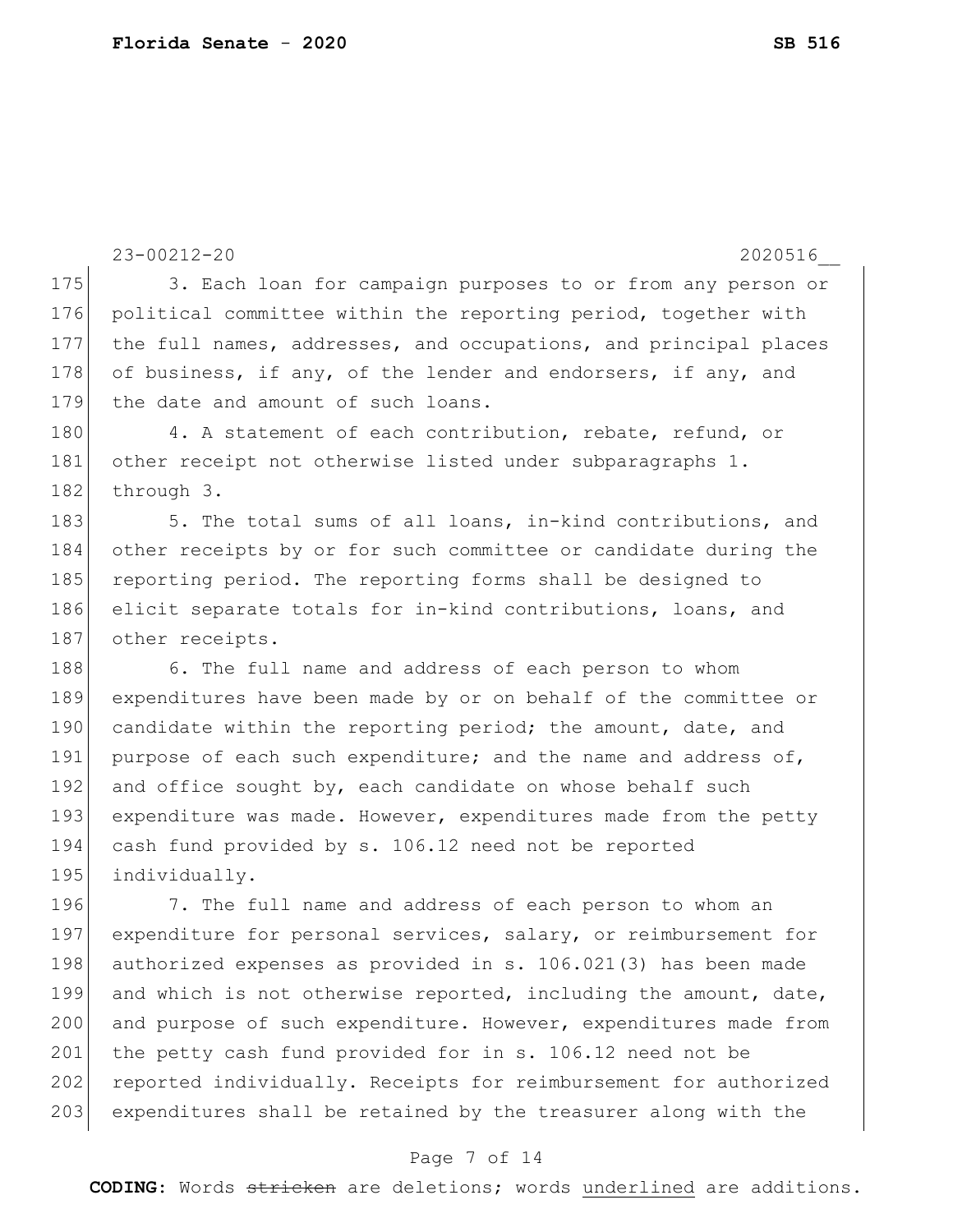3. Each loan for campaign purposes to or from any person or political committee within the reporting period, together with the full names, addresses, and occupations, and principal places of business, if any, of the lender and endorsers, if any, and the date and amount of such loans.

4. A statement of each contribution, rebate, refund, or other receipt not otherwise listed under subparagraphs 1. through 3.

5. The total sums of all loans, in-kind contributions, and other receipts by or for such committee or candidate during the reporting period. The reporting forms shall be designed to elicit separate totals for in-kind contributions, loans, and other receipts.

6. The full name and address of each person to whom expenditures have been made by or on behalf of the committee or candidate within the reporting period; the amount, date, and purpose of each such expenditure; and the name and address of, and office sought by, each candidate on whose behalf such expenditure was made. However, expenditures made from the petty cash fund provided by s. 106.12 need not be reported individually.

7. The full name and address of each person to whom an expenditure for personal services, salary, or reimbursement for authorized expenses as provided in s. 106.021(3) has been made and which is not otherwise reported, including the amount, date, and purpose of such expenditure. However, expenditures made from the petty cash fund provided for in s. 106.12 need not be reported individually. Receipts for reimbursement for authorized expenditures shall be retained by the treasurer along with the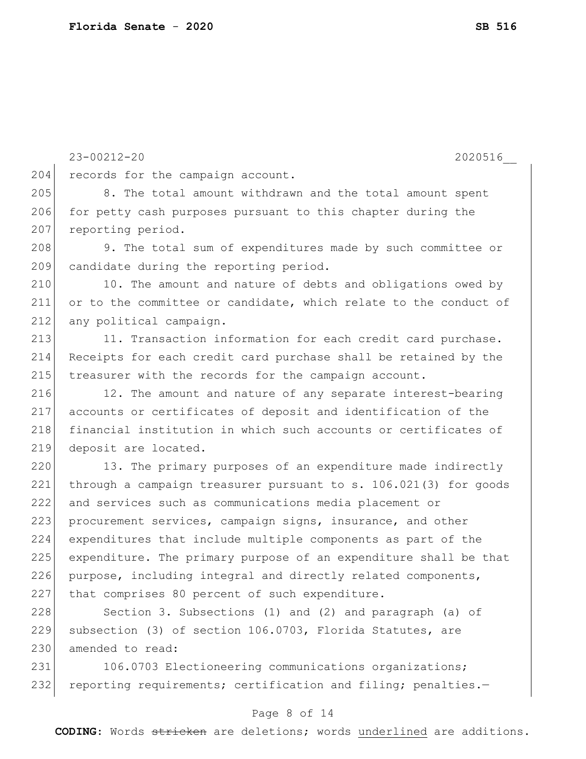records for the campaign account.

8. The total amount withdrawn and the total amount spent for petty cash purposes pursuant to this chapter during the reporting period.

9. The total sum of expenditures made by such committee or candidate during the reporting period.

10. The amount and nature of debts and obligations owed by or to the committee or candidate, which relate to the conduct of any political campaign.

11. Transaction information for each credit card purchase. Receipts for each credit card purchase shall be retained by the treasurer with the records for the campaign account.

12. The amount and nature of any separate interest-bearing accounts or certificates of deposit and identification of the financial institution in which such accounts or certificates of deposit are located.

13. The primary purposes of an expenditure made indirectly through a campaign treasurer pursuant to s. 106.021(3) for goods and services such as communications media placement or procurement services, campaign signs, insurance, and other expenditures that include multiple components as part of the expenditure. The primary purpose of an expenditure shall be that purpose, including integral and directly related components, that comprises 80 percent of such expenditure.

Section 3. Subsections (1) and (2) and paragraph (a) of subsection (3) of section 106.0703, Florida Statutes, are amended to read:

106.0703 Electioneering communications organizations; reporting requirements; certification and filing; penalties.—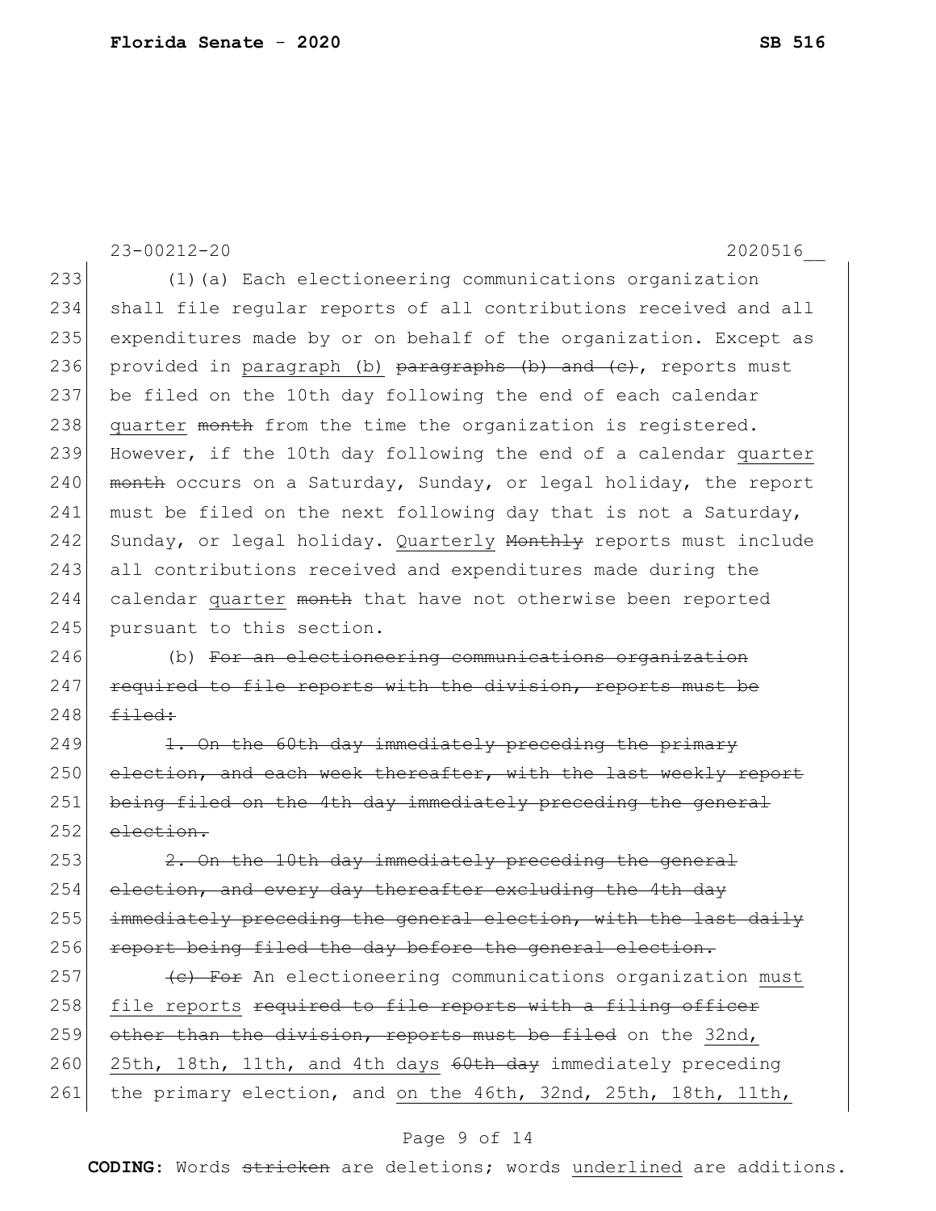23-00212-20 2020516__

233 (1)(a) Each electioneering communications organization
234 shall file regular reports of all contributions received and all
235 expenditures made by or on behalf of the organization. Except as
236 provided in <u>paragraph (b)</u> ~~paragraphs (b) and (c)~~, reports must
237 be filed on the 10th day following the end of each calendar
238 <u>quarter</u> ~~month~~ from the time the organization is registered.
239 However, if the 10th day following the end of a calendar <u>quarter</u>
240 ~~month~~ occurs on a Saturday, Sunday, or legal holiday, the report
241 must be filed on the next following day that is not a Saturday,
242 Sunday, or legal holiday. <u>Quarterly</u> ~~Monthly~~ reports must include
243 all contributions received and expenditures made during the
244 calendar <u>quarter</u> ~~month~~ that have not otherwise been reported
245 pursuant to this section.

246 (b) ~~For an electioneering communications organization~~
247 ~~required to file reports with the division, reports must be~~
248 ~~filed:~~

249 ~~1. On the 60th day immediately preceding the primary~~
250 ~~election, and each week thereafter, with the last weekly report~~
251 ~~being filed on the 4th day immediately preceding the general~~
252 ~~election.~~

253 ~~2. On the 10th day immediately preceding the general~~
254 ~~election, and every day thereafter excluding the 4th day~~
255 ~~immediately preceding the general election, with the last daily~~
256 ~~report being filed the day before the general election.~~

257 ~~(c) For~~ An electioneering communications organization <u>must</u>
258 <u>file reports</u> ~~required to file reports with a filing officer~~
259 ~~other than the division, reports must be filed~~ on the <u>32nd,</u>
260 <u>25th, 18th, 11th, and 4th days</u> ~~60th day~~ immediately preceding
261 the primary election, and <u>on the 46th, 32nd, 25th, 18th, 11th,</u>

**CODING:** Words ~~stricken~~ are deletions; words <u>underlined</u> are additions.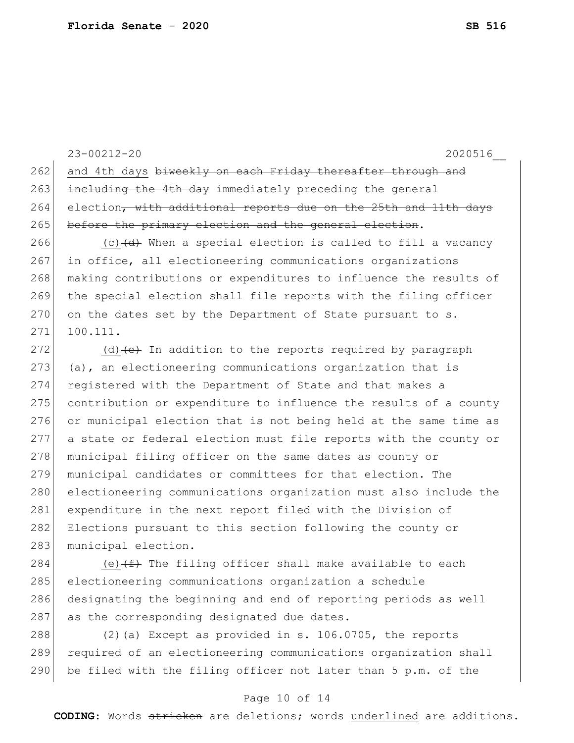and 4th days ~~biweekly on each Friday thereafter through and including the 4th day~~ immediately preceding the general election~~, with additional reports due on the 25th and 11th days before the primary election and the general election~~.

<u>(c)</u>~~(d)~~ When a special election is called to fill a vacancy in office, all electioneering communications organizations making contributions or expenditures to influence the results of the special election shall file reports with the filing officer on the dates set by the Department of State pursuant to s. 100.111.

<u>(d)</u>~~(e)~~ In addition to the reports required by paragraph (a), an electioneering communications organization that is registered with the Department of State and that makes a contribution or expenditure to influence the results of a county or municipal election that is not being held at the same time as a state or federal election must file reports with the county or municipal filing officer on the same dates as county or municipal candidates or committees for that election. The electioneering communications organization must also include the expenditure in the next report filed with the Division of Elections pursuant to this section following the county or municipal election.

<u>(e)</u>~~(f)~~ The filing officer shall make available to each electioneering communications organization a schedule designating the beginning and end of reporting periods as well as the corresponding designated due dates.

(2)(a) Except as provided in s. 106.0705, the reports required of an electioneering communications organization shall be filed with the filing officer not later than 5 p.m. of the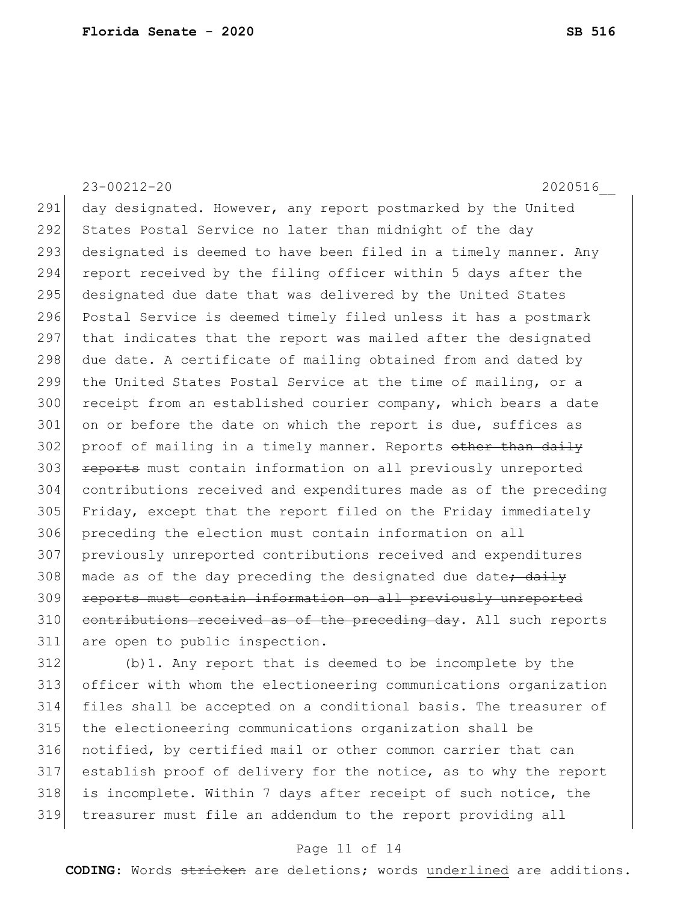day designated. However, any report postmarked by the United States Postal Service no later than midnight of the day designated is deemed to have been filed in a timely manner. Any report received by the filing officer within 5 days after the designated due date that was delivered by the United States Postal Service is deemed timely filed unless it has a postmark that indicates that the report was mailed after the designated due date. A certificate of mailing obtained from and dated by the United States Postal Service at the time of mailing, or a receipt from an established courier company, which bears a date on or before the date on which the report is due, suffices as proof of mailing in a timely manner. Reports ~~other than daily reports~~ must contain information on all previously unreported contributions received and expenditures made as of the preceding Friday, except that the report filed on the Friday immediately preceding the election must contain information on all previously unreported contributions received and expenditures made as of the day preceding the designated due date~~; daily reports must contain information on all previously unreported contributions received as of the preceding day~~. All such reports are open to public inspection.

(b)1. Any report that is deemed to be incomplete by the officer with whom the electioneering communications organization files shall be accepted on a conditional basis. The treasurer of the electioneering communications organization shall be notified, by certified mail or other common carrier that can establish proof of delivery for the notice, as to why the report is incomplete. Within 7 days after receipt of such notice, the treasurer must file an addendum to the report providing all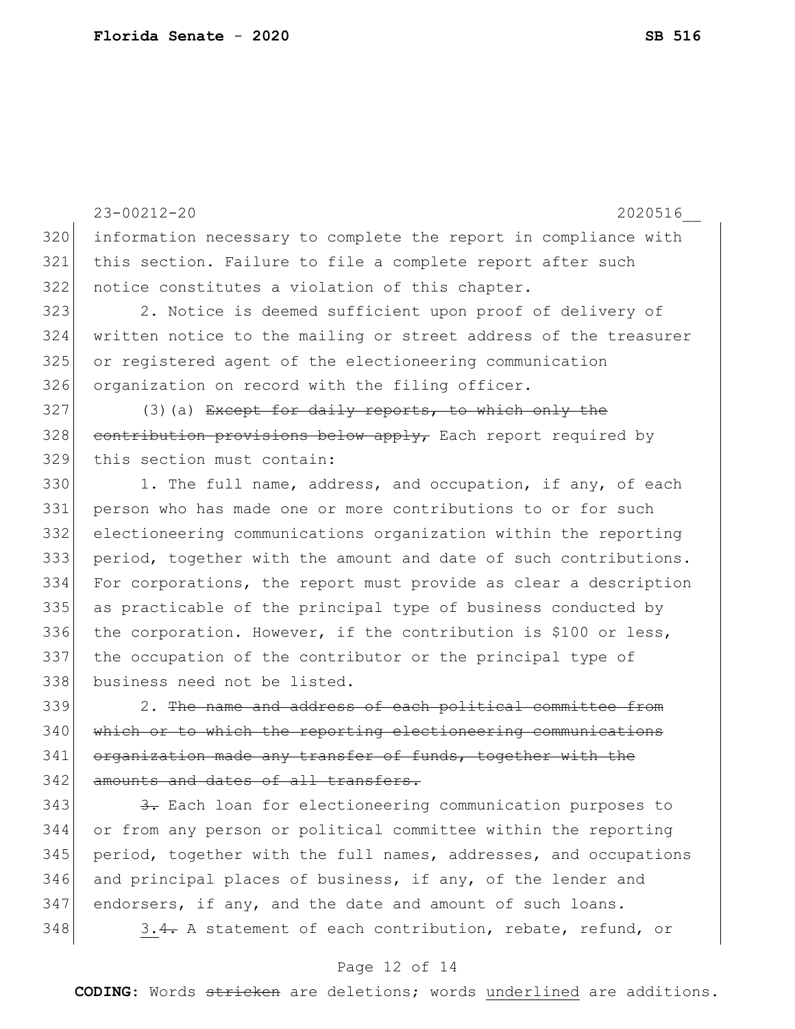information necessary to complete the report in compliance with this section. Failure to file a complete report after such notice constitutes a violation of this chapter.

2. Notice is deemed sufficient upon proof of delivery of written notice to the mailing or street address of the treasurer or registered agent of the electioneering communication organization on record with the filing officer.

(3)(a) ~~Except for daily reports, to which only the contribution provisions below apply,~~ Each report required by this section must contain:

1. The full name, address, and occupation, if any, of each person who has made one or more contributions to or for such electioneering communications organization within the reporting period, together with the amount and date of such contributions. For corporations, the report must provide as clear a description as practicable of the principal type of business conducted by the corporation. However, if the contribution is $100 or less, the occupation of the contributor or the principal type of business need not be listed.

2. ~~The name and address of each political committee from which or to which the reporting electioneering communications organization made any transfer of funds, together with the amounts and dates of all transfers.~~

~~3.~~ Each loan for electioneering communication purposes to or from any person or political committee within the reporting period, together with the full names, addresses, and occupations and principal places of business, if any, of the lender and endorsers, if any, and the date and amount of such loans.

3.~~4.~~ A statement of each contribution, rebate, refund, or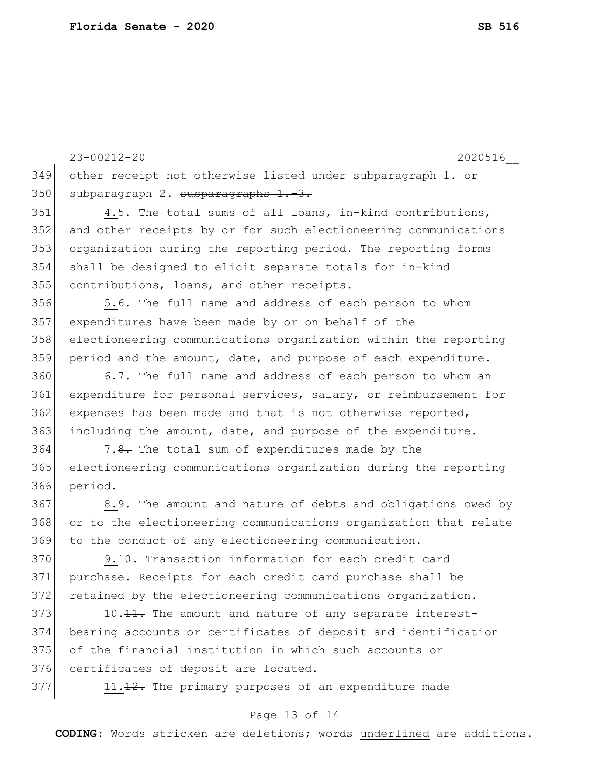other receipt not otherwise listed under subparagraph 1. or subparagraph 2. ~~subparagraphs 1.-3.~~

4.~~5.~~ The total sums of all loans, in-kind contributions, and other receipts by or for such electioneering communications organization during the reporting period. The reporting forms shall be designed to elicit separate totals for in-kind contributions, loans, and other receipts.

5.~~6.~~ The full name and address of each person to whom expenditures have been made by or on behalf of the electioneering communications organization within the reporting period and the amount, date, and purpose of each expenditure.

6.~~7.~~ The full name and address of each person to whom an expenditure for personal services, salary, or reimbursement for expenses has been made and that is not otherwise reported, including the amount, date, and purpose of the expenditure.

7.~~8.~~ The total sum of expenditures made by the electioneering communications organization during the reporting period.

8.~~9.~~ The amount and nature of debts and obligations owed by or to the electioneering communications organization that relate to the conduct of any electioneering communication.

9.~~10.~~ Transaction information for each credit card purchase. Receipts for each credit card purchase shall be retained by the electioneering communications organization.

10.~~11.~~ The amount and nature of any separate interest-bearing accounts or certificates of deposit and identification of the financial institution in which such accounts or certificates of deposit are located.

11.~~12.~~ The primary purposes of an expenditure made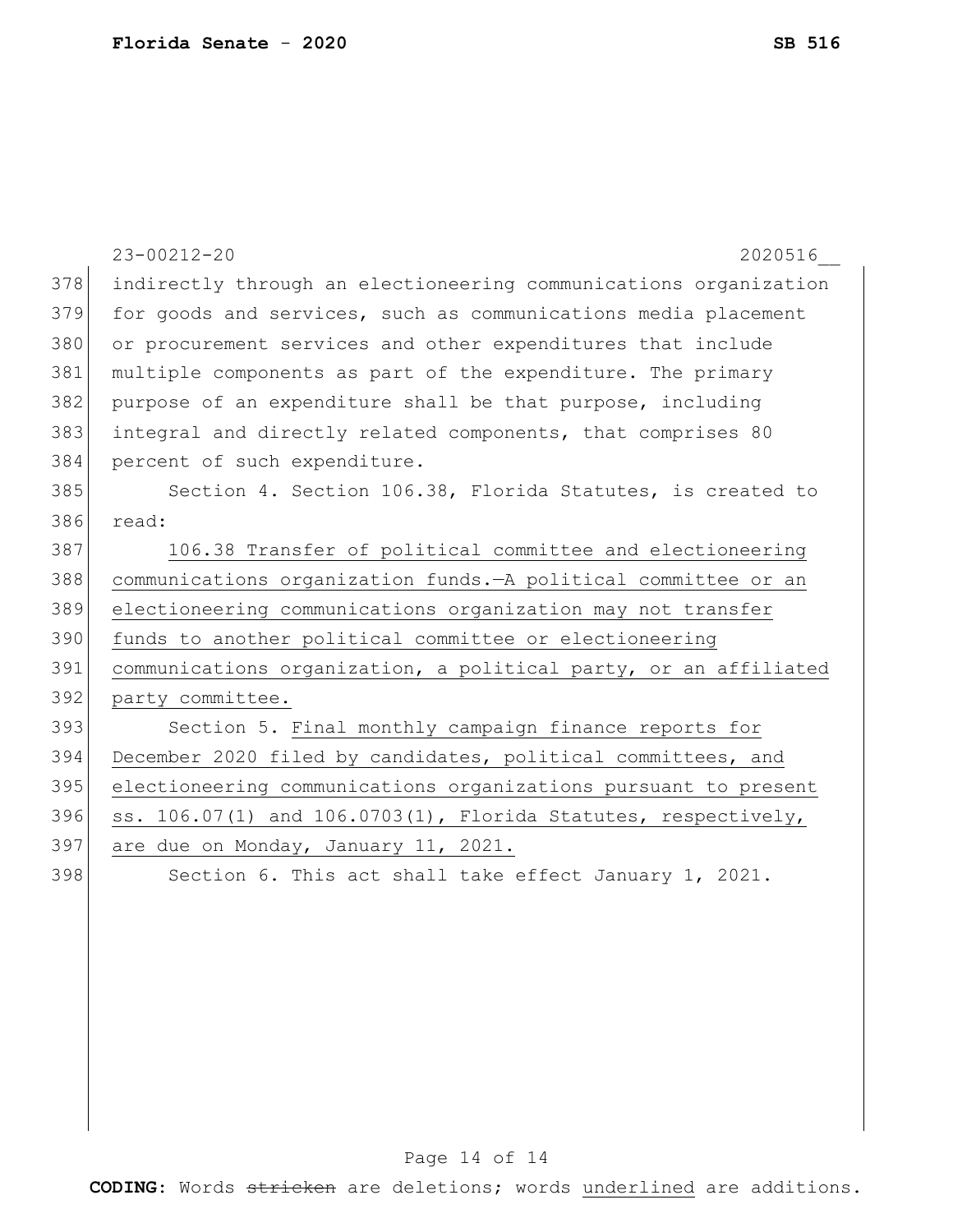indirectly through an electioneering communications organization for goods and services, such as communications media placement or procurement services and other expenditures that include multiple components as part of the expenditure. The primary purpose of an expenditure shall be that purpose, including integral and directly related components, that comprises 80 percent of such expenditure.

Section 4. Section 106.38, Florida Statutes, is created to read:

106.38 Transfer of political committee and electioneering communications organization funds.—A political committee or an electioneering communications organization may not transfer funds to another political committee or electioneering communications organization, a political party, or an affiliated party committee.

Section 5. Final monthly campaign finance reports for December 2020 filed by candidates, political committees, and electioneering communications organizations pursuant to present ss. 106.07(1) and 106.0703(1), Florida Statutes, respectively, are due on Monday, January 11, 2021.

Section 6. This act shall take effect January 1, 2021.